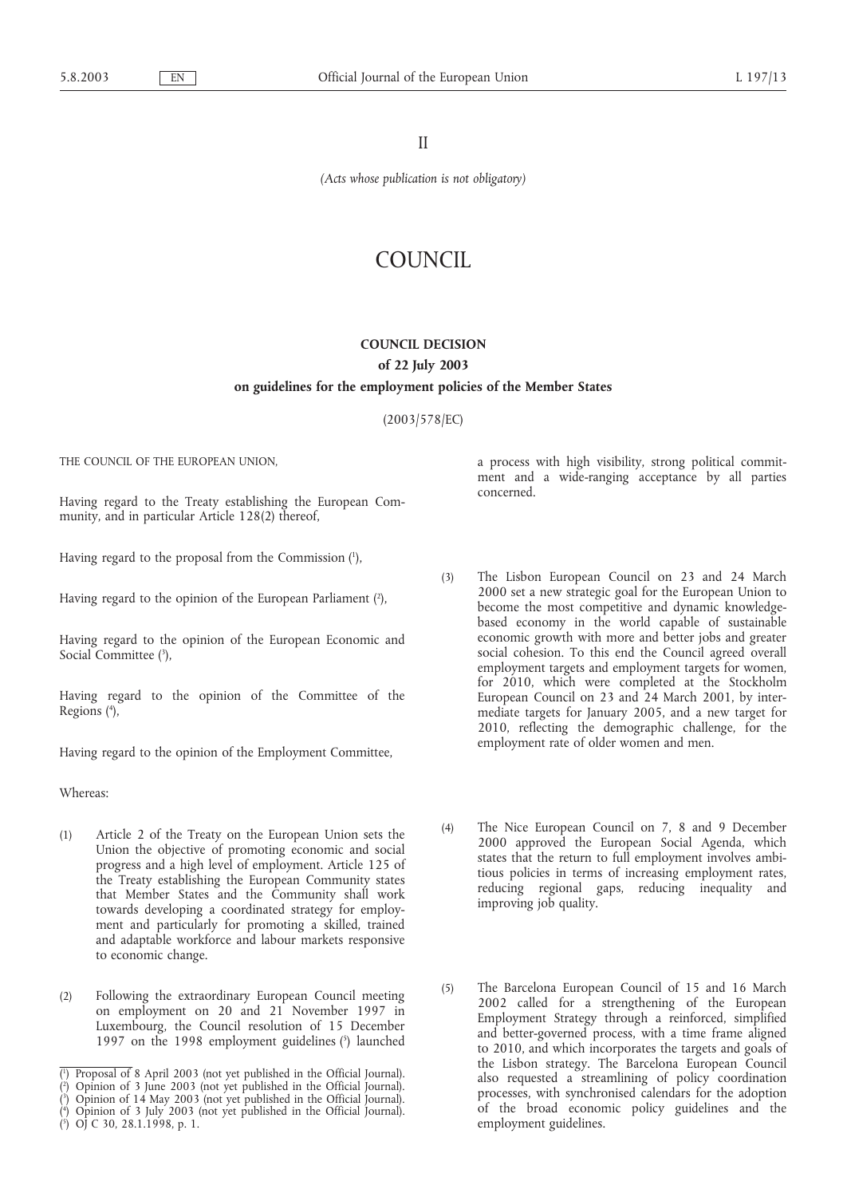II

*(Acts whose publication is not obligatory)*

# COUNCIL

## COUNCIL DECISION

### of 22 July 2003

### on guidelines for the employment policies of the Member States

(2003/578/EC)

THE COUNCIL OF THE EUROPEAN UNION,

Having regard to the Treaty establishing the European Community, and in particular Article 128(2) thereof,

Having regard to the proposal from the Commission [1],

Having regard to the opinion of the European Parliament [2],

Having regard to the opinion of the European Economic and Social Committee [3],

Having regard to the opinion of the Committee of the Regions [4],

Having regard to the opinion of the Employment Committee,

Whereas:

(1) Article 2 of the Treaty on the European Union sets the Union the objective of promoting economic and social progress and a high level of employment. Article 125 of the Treaty establishing the European Community states that Member States and the Community shall work towards developing a coordinated strategy for employment and particularly for promoting a skilled, trained and adaptable workforce and labour markets responsive to economic change.

(2) Following the extraordinary European Council meeting on employment on 20 and 21 November 1997 in Luxembourg, the Council resolution of 15 December 1997 on the 1998 employment guidelines [5] launched a process with high visibility, strong political commitment and a wide-ranging acceptance by all parties concerned.

(3) The Lisbon European Council on 23 and 24 March 2000 set a new strategic goal for the European Union to become the most competitive and dynamic knowledge-based economy in the world capable of sustainable economic growth with more and better jobs and greater social cohesion. To this end the Council agreed overall employment targets and employment targets for women, for 2010, which were completed at the Stockholm European Council on 23 and 24 March 2001, by intermediate targets for January 2005, and a new target for 2010, reflecting the demographic challenge, for the employment rate of older women and men.

(4) The Nice European Council on 7, 8 and 9 December 2000 approved the European Social Agenda, which states that the return to full employment involves ambitious policies in terms of increasing employment rates, reducing regional gaps, reducing inequality and improving job quality.

(5) The Barcelona European Council of 15 and 16 March 2002 called for a strengthening of the European Employment Strategy through a reinforced, simplified and better-governed process, with a time frame aligned to 2010, and which incorporates the targets and goals of the Lisbon strategy. The Barcelona European Council also requested a streamlining of policy coordination processes, with synchronised calendars for the adoption of the broad economic policy guidelines and the employment guidelines.

---

[1] Proposal of 8 April 2003 (not yet published in the Official Journal).
[2] Opinion of 3 June 2003 (not yet published in the Official Journal).
[3] Opinion of 14 May 2003 (not yet published in the Official Journal).
[4] Opinion of 3 July 2003 (not yet published in the Official Journal).
[5] OJ C 30, 28.1.1998, p. 1.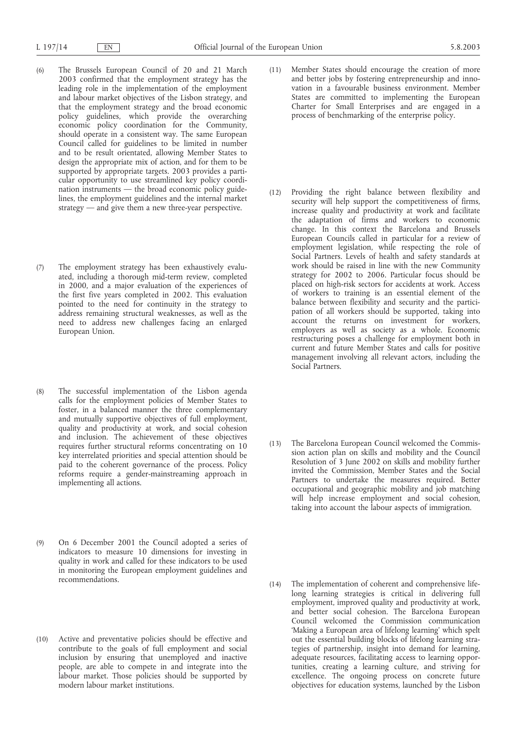(6) The Brussels European Council of 20 and 21 March 2003 confirmed that the employment strategy has the leading role in the implementation of the employment and labour market objectives of the Lisbon strategy, and that the employment strategy and the broad economic policy guidelines, which provide the overarching economic policy coordination for the Community, should operate in a consistent way. The same European Council called for guidelines to be limited in number and to be result orientated, allowing Member States to design the appropriate mix of action, and for them to be supported by appropriate targets. 2003 provides a particular opportunity to use streamlined key policy coordination instruments — the broad economic policy guidelines, the employment guidelines and the internal market strategy — and give them a new three-year perspective.

(7) The employment strategy has been exhaustively evaluated, including a thorough mid-term review, completed in 2000, and a major evaluation of the experiences of the first five years completed in 2002. This evaluation pointed to the need for continuity in the strategy to address remaining structural weaknesses, as well as the need to address new challenges facing an enlarged European Union.

(8) The successful implementation of the Lisbon agenda calls for the employment policies of Member States to foster, in a balanced manner the three complementary and mutually supportive objectives of full employment, quality and productivity at work, and social cohesion and inclusion. The achievement of these objectives requires further structural reforms concentrating on 10 key interrelated priorities and special attention should be paid to the coherent governance of the process. Policy reforms require a gender-mainstreaming approach in implementing all actions.

(9) On 6 December 2001 the Council adopted a series of indicators to measure 10 dimensions for investing in quality in work and called for these indicators to be used in monitoring the European employment guidelines and recommendations.

(10) Active and preventative policies should be effective and contribute to the goals of full employment and social inclusion by ensuring that unemployed and inactive people, are able to compete in and integrate into the labour market. Those policies should be supported by modern labour market institutions.

(11) Member States should encourage the creation of more and better jobs by fostering entrepreneurship and innovation in a favourable business environment. Member States are committed to implementing the European Charter for Small Enterprises and are engaged in a process of benchmarking of the enterprise policy.

(12) Providing the right balance between flexibility and security will help support the competitiveness of firms, increase quality and productivity at work and facilitate the adaptation of firms and workers to economic change. In this context the Barcelona and Brussels European Councils called in particular for a review of employment legislation, while respecting the role of Social Partners. Levels of health and safety standards at work should be raised in line with the new Community strategy for 2002 to 2006. Particular focus should be placed on high-risk sectors for accidents at work. Access of workers to training is an essential element of the balance between flexibility and security and the participation of all workers should be supported, taking into account the returns on investment for workers, employers as well as society as a whole. Economic restructuring poses a challenge for employment both in current and future Member States and calls for positive management involving all relevant actors, including the Social Partners.

(13) The Barcelona European Council welcomed the Commission action plan on skills and mobility and the Council Resolution of 3 June 2002 on skills and mobility further invited the Commission, Member States and the Social Partners to undertake the measures required. Better occupational and geographic mobility and job matching will help increase employment and social cohesion, taking into account the labour aspects of immigration.

(14) The implementation of coherent and comprehensive lifelong learning strategies is critical in delivering full employment, improved quality and productivity at work, and better social cohesion. The Barcelona European Council welcomed the Commission communication 'Making a European area of lifelong learning' which spelt out the essential building blocks of lifelong learning strategies of partnership, insight into demand for learning, adequate resources, facilitating access to learning opportunities, creating a learning culture, and striving for excellence. The ongoing process on concrete future objectives for education systems, launched by the Lisbon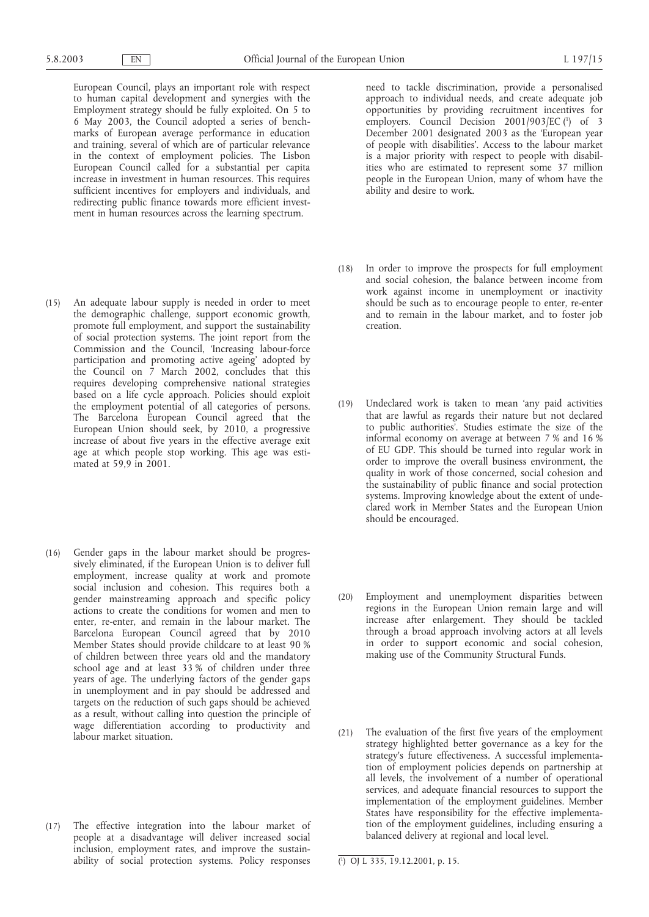European Council, plays an important role with respect to human capital development and synergies with the Employment strategy should be fully exploited. On 5 to 6 May 2003, the Council adopted a series of benchmarks of European average performance in education and training, several of which are of particular relevance in the context of employment policies. The Lisbon European Council called for a substantial per capita increase in investment in human resources. This requires sufficient incentives for employers and individuals, and redirecting public finance towards more efficient investment in human resources across the learning spectrum.

(15) An adequate labour supply is needed in order to meet the demographic challenge, support economic growth, promote full employment, and support the sustainability of social protection systems. The joint report from the Commission and the Council, 'Increasing labour-force participation and promoting active ageing' adopted by the Council on 7 March 2002, concludes that this requires developing comprehensive national strategies based on a life cycle approach. Policies should exploit the employment potential of all categories of persons. The Barcelona European Council agreed that the European Union should seek, by 2010, a progressive increase of about five years in the effective average exit age at which people stop working. This age was estimated at 59,9 in 2001.

(16) Gender gaps in the labour market should be progressively eliminated, if the European Union is to deliver full employment, increase quality at work and promote social inclusion and cohesion. This requires both a gender mainstreaming approach and specific policy actions to create the conditions for women and men to enter, re-enter, and remain in the labour market. The Barcelona European Council agreed that by 2010 Member States should provide childcare to at least 90 % of children between three years old and the mandatory school age and at least 33 % of children under three years of age. The underlying factors of the gender gaps in unemployment and in pay should be addressed and targets on the reduction of such gaps should be achieved as a result, without calling into question the principle of wage differentiation according to productivity and labour market situation.

(17) The effective integration into the labour market of people at a disadvantage will deliver increased social inclusion, employment rates, and improve the sustainability of social protection systems. Policy responses need to tackle discrimination, provide a personalised approach to individual needs, and create adequate job opportunities by providing recruitment incentives for employers. Council Decision 2001/903/EC [1] of 3 December 2001 designated 2003 as the 'European year of people with disabilities'. Access to the labour market is a major priority with respect to people with disabilities who are estimated to represent some 37 million people in the European Union, many of whom have the ability and desire to work.

(18) In order to improve the prospects for full employment and social cohesion, the balance between income from work against income in unemployment or inactivity should be such as to encourage people to enter, re-enter and to remain in the labour market, and to foster job creation.

(19) Undeclared work is taken to mean 'any paid activities that are lawful as regards their nature but not declared to public authorities'. Studies estimate the size of the informal economy on average at between 7 % and 16 % of EU GDP. This should be turned into regular work in order to improve the overall business environment, the quality in work of those concerned, social cohesion and the sustainability of public finance and social protection systems. Improving knowledge about the extent of undeclared work in Member States and the European Union should be encouraged.

(20) Employment and unemployment disparities between regions in the European Union remain large and will increase after enlargement. They should be tackled through a broad approach involving actors at all levels in order to support economic and social cohesion, making use of the Community Structural Funds.

(21) The evaluation of the first five years of the employment strategy highlighted better governance as a key for the strategy's future effectiveness. A successful implementation of employment policies depends on partnership at all levels, the involvement of a number of operational services, and adequate financial resources to support the implementation of the employment guidelines. Member States have responsibility for the effective implementation of the employment guidelines, including ensuring a balanced delivery at regional and local level.

[1] OJ L 335, 19.12.2001, p. 15.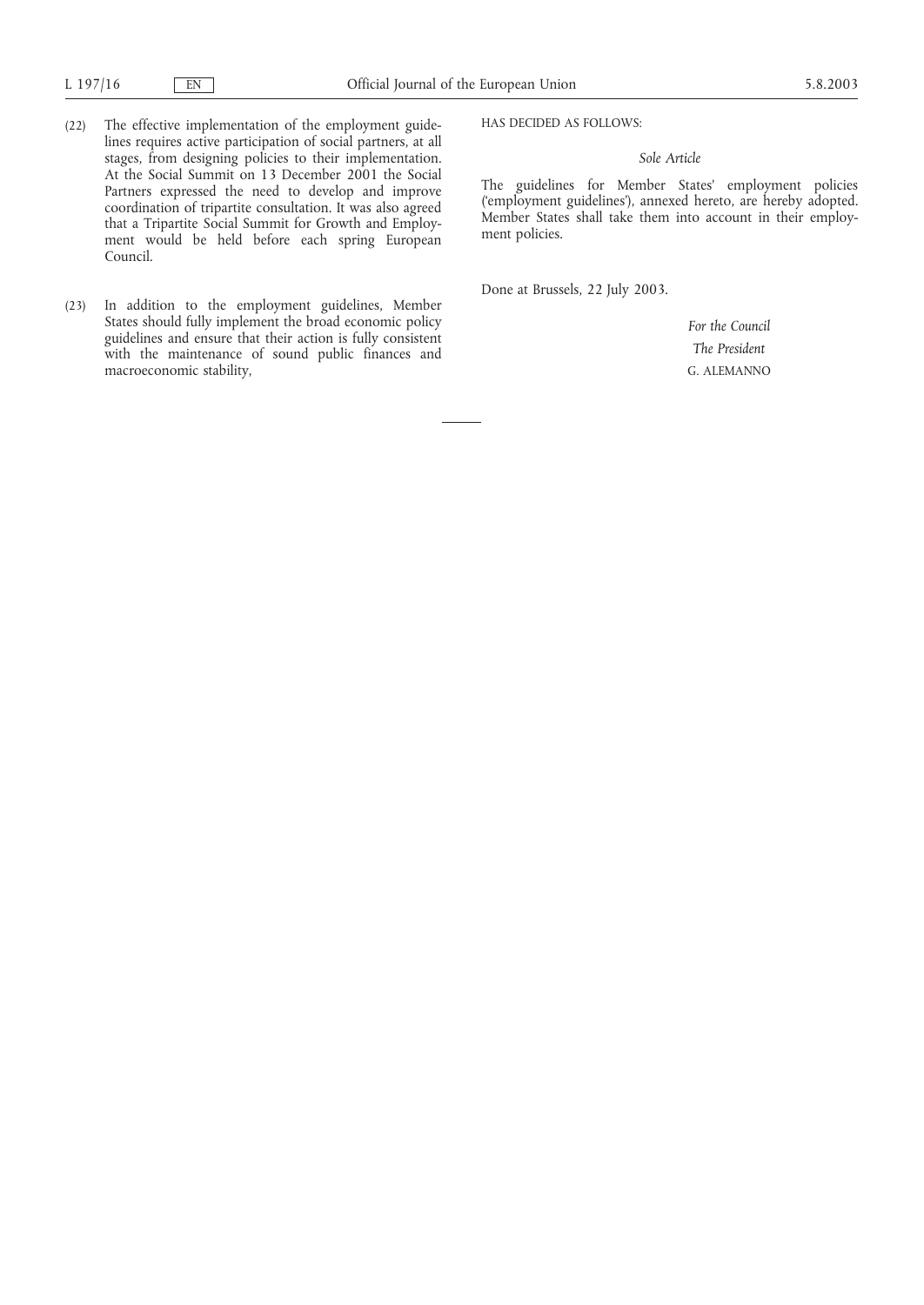(22) The effective implementation of the employment guidelines requires active participation of social partners, at all stages, from designing policies to their implementation. At the Social Summit on 13 December 2001 the Social Partners expressed the need to develop and improve coordination of tripartite consultation. It was also agreed that a Tripartite Social Summit for Growth and Employment would be held before each spring European Council.

(23) In addition to the employment guidelines, Member States should fully implement the broad economic policy guidelines and ensure that their action is fully consistent with the maintenance of sound public finances and macroeconomic stability,

HAS DECIDED AS FOLLOWS:

*Sole Article*

The guidelines for Member States' employment policies ('employment guidelines'), annexed hereto, are hereby adopted. Member States shall take them into account in their employment policies.

Done at Brussels, 22 July 2003.

*For the Council*

*The President*

G. ALEMANNO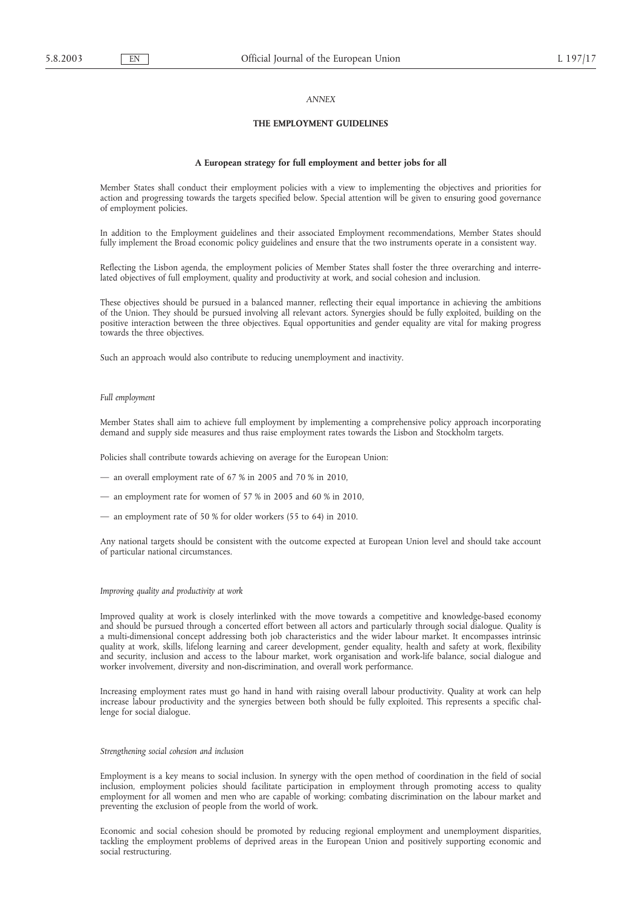*ANNEX*

# THE EMPLOYMENT GUIDELINES

## A European strategy for full employment and better jobs for all

Member States shall conduct their employment policies with a view to implementing the objectives and priorities for action and progressing towards the targets specified below. Special attention will be given to ensuring good governance of employment policies.

In addition to the Employment guidelines and their associated Employment recommendations, Member States should fully implement the Broad economic policy guidelines and ensure that the two instruments operate in a consistent way.

Reflecting the Lisbon agenda, the employment policies of Member States shall foster the three overarching and interrelated objectives of full employment, quality and productivity at work, and social cohesion and inclusion.

These objectives should be pursued in a balanced manner, reflecting their equal importance in achieving the ambitions of the Union. They should be pursued involving all relevant actors. Synergies should be fully exploited, building on the positive interaction between the three objectives. Equal opportunities and gender equality are vital for making progress towards the three objectives.

Such an approach would also contribute to reducing unemployment and inactivity.

*Full employment*

Member States shall aim to achieve full employment by implementing a comprehensive policy approach incorporating demand and supply side measures and thus raise employment rates towards the Lisbon and Stockholm targets.

Policies shall contribute towards achieving on average for the European Union:

— an overall employment rate of 67 % in 2005 and 70 % in 2010,

— an employment rate for women of 57 % in 2005 and 60 % in 2010,

— an employment rate of 50 % for older workers (55 to 64) in 2010.

Any national targets should be consistent with the outcome expected at European Union level and should take account of particular national circumstances.

*Improving quality and productivity at work*

Improved quality at work is closely interlinked with the move towards a competitive and knowledge-based economy and should be pursued through a concerted effort between all actors and particularly through social dialogue. Quality is a multi-dimensional concept addressing both job characteristics and the wider labour market. It encompasses intrinsic quality at work, skills, lifelong learning and career development, gender equality, health and safety at work, flexibility and security, inclusion and access to the labour market, work organisation and work-life balance, social dialogue and worker involvement, diversity and non-discrimination, and overall work performance.

Increasing employment rates must go hand in hand with raising overall labour productivity. Quality at work can help increase labour productivity and the synergies between both should be fully exploited. This represents a specific challenge for social dialogue.

*Strengthening social cohesion and inclusion*

Employment is a key means to social inclusion. In synergy with the open method of coordination in the field of social inclusion, employment policies should facilitate participation in employment through promoting access to quality employment for all women and men who are capable of working; combating discrimination on the labour market and preventing the exclusion of people from the world of work.

Economic and social cohesion should be promoted by reducing regional employment and unemployment disparities, tackling the employment problems of deprived areas in the European Union and positively supporting economic and social restructuring.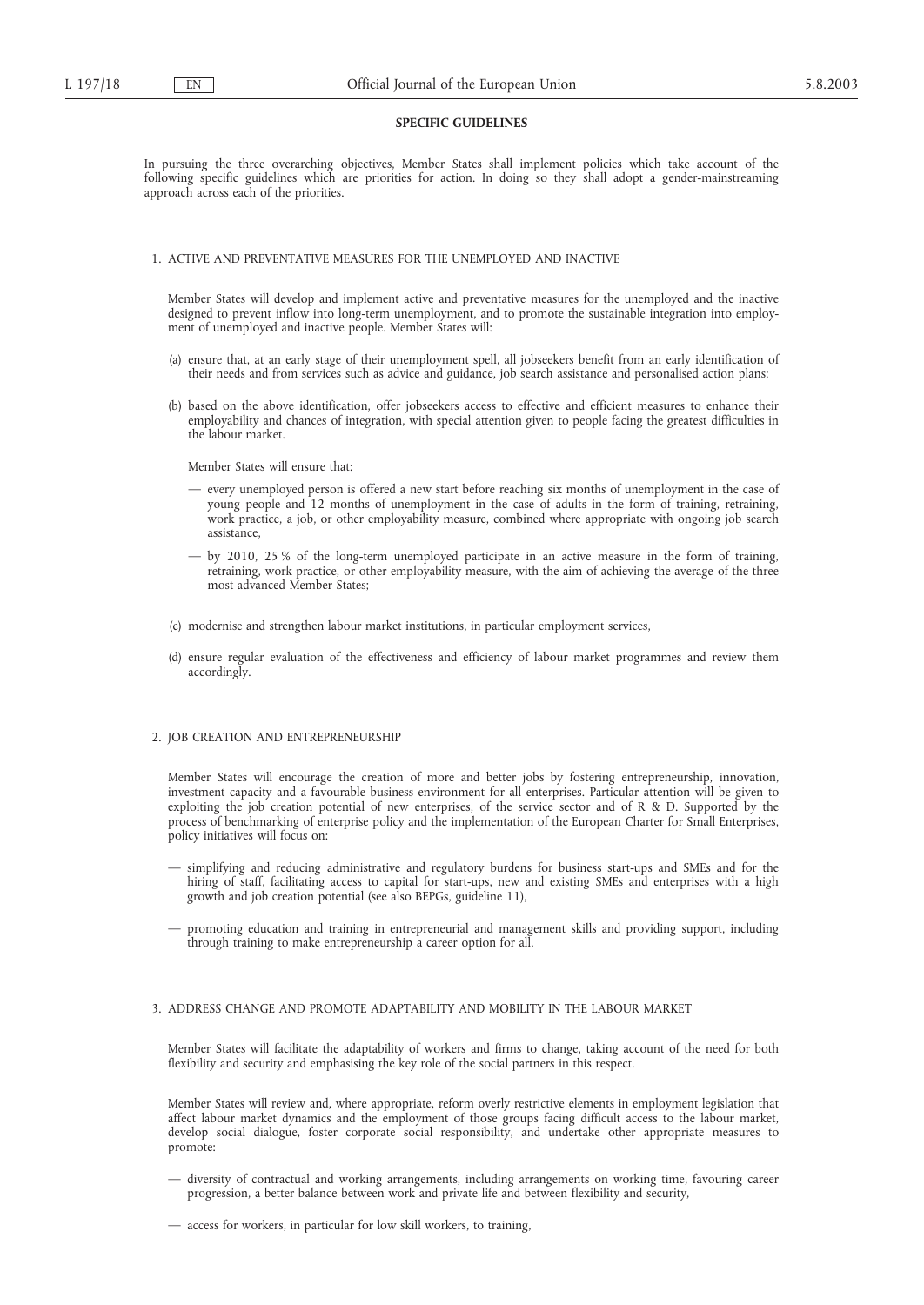## SPECIFIC GUIDELINES

In pursuing the three overarching objectives, Member States shall implement policies which take account of the following specific guidelines which are priorities for action. In doing so they shall adopt a gender-mainstreaming approach across each of the priorities.

### 1. ACTIVE AND PREVENTATIVE MEASURES FOR THE UNEMPLOYED AND INACTIVE

Member States will develop and implement active and preventative measures for the unemployed and the inactive designed to prevent inflow into long-term unemployment, and to promote the sustainable integration into employment of unemployed and inactive people. Member States will:

(a) ensure that, at an early stage of their unemployment spell, all jobseekers benefit from an early identification of their needs and from services such as advice and guidance, job search assistance and personalised action plans;

(b) based on the above identification, offer jobseekers access to effective and efficient measures to enhance their employability and chances of integration, with special attention given to people facing the greatest difficulties in the labour market.

Member States will ensure that:

— every unemployed person is offered a new start before reaching six months of unemployment in the case of young people and 12 months of unemployment in the case of adults in the form of training, retraining, work practice, a job, or other employability measure, combined where appropriate with ongoing job search assistance,

— by 2010, 25 % of the long-term unemployed participate in an active measure in the form of training, retraining, work practice, or other employability measure, with the aim of achieving the average of the three most advanced Member States;

(c) modernise and strengthen labour market institutions, in particular employment services,

(d) ensure regular evaluation of the effectiveness and efficiency of labour market programmes and review them accordingly.

### 2. JOB CREATION AND ENTREPRENEURSHIP

Member States will encourage the creation of more and better jobs by fostering entrepreneurship, innovation, investment capacity and a favourable business environment for all enterprises. Particular attention will be given to exploiting the job creation potential of new enterprises, of the service sector and of R & D. Supported by the process of benchmarking of enterprise policy and the implementation of the European Charter for Small Enterprises, policy initiatives will focus on:

— simplifying and reducing administrative and regulatory burdens for business start-ups and SMEs and for the hiring of staff, facilitating access to capital for start-ups, new and existing SMEs and enterprises with a high growth and job creation potential (see also BEPGs, guideline 11),

— promoting education and training in entrepreneurial and management skills and providing support, including through training to make entrepreneurship a career option for all.

### 3. ADDRESS CHANGE AND PROMOTE ADAPTABILITY AND MOBILITY IN THE LABOUR MARKET

Member States will facilitate the adaptability of workers and firms to change, taking account of the need for both flexibility and security and emphasising the key role of the social partners in this respect.

Member States will review and, where appropriate, reform overly restrictive elements in employment legislation that affect labour market dynamics and the employment of those groups facing difficult access to the labour market, develop social dialogue, foster corporate social responsibility, and undertake other appropriate measures to promote:

— diversity of contractual and working arrangements, including arrangements on working time, favouring career progression, a better balance between work and private life and between flexibility and security,

— access for workers, in particular for low skill workers, to training,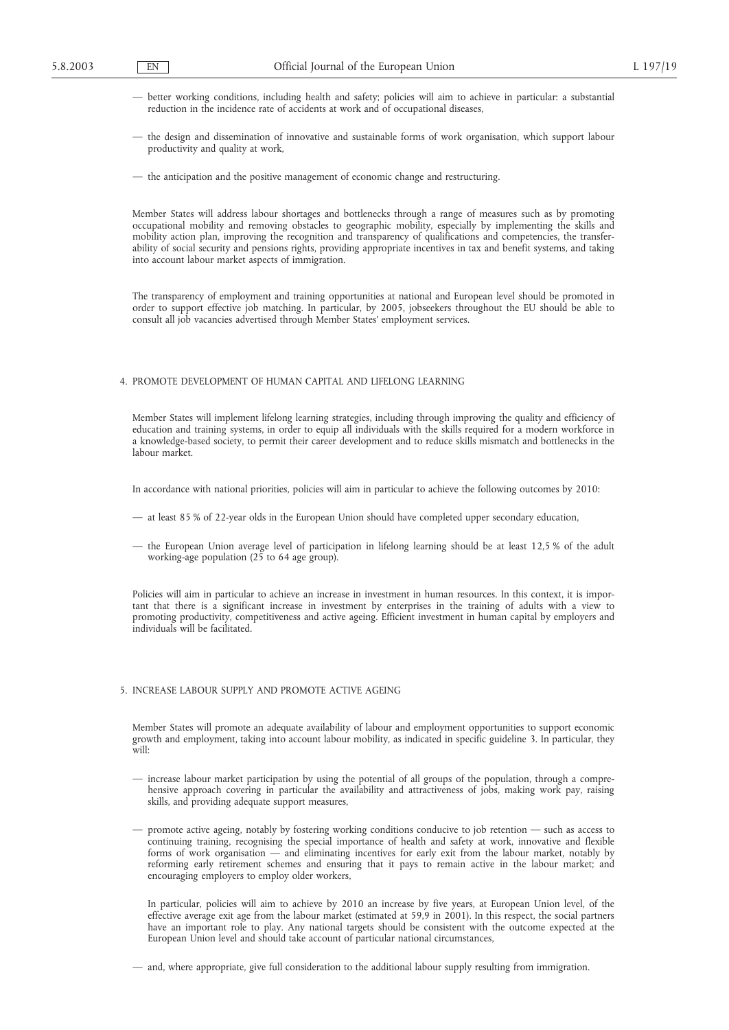— better working conditions, including health and safety; policies will aim to achieve in particular: a substantial reduction in the incidence rate of accidents at work and of occupational diseases,

— the design and dissemination of innovative and sustainable forms of work organisation, which support labour productivity and quality at work,

— the anticipation and the positive management of economic change and restructuring.

Member States will address labour shortages and bottlenecks through a range of measures such as by promoting occupational mobility and removing obstacles to geographic mobility, especially by implementing the skills and mobility action plan, improving the recognition and transparency of qualifications and competencies, the transferability of social security and pensions rights, providing appropriate incentives in tax and benefit systems, and taking into account labour market aspects of immigration.

The transparency of employment and training opportunities at national and European level should be promoted in order to support effective job matching. In particular, by 2005, jobseekers throughout the EU should be able to consult all job vacancies advertised through Member States' employment services.

## 4. PROMOTE DEVELOPMENT OF HUMAN CAPITAL AND LIFELONG LEARNING

Member States will implement lifelong learning strategies, including through improving the quality and efficiency of education and training systems, in order to equip all individuals with the skills required for a modern workforce in a knowledge-based society, to permit their career development and to reduce skills mismatch and bottlenecks in the labour market.

In accordance with national priorities, policies will aim in particular to achieve the following outcomes by 2010:

— at least 85 % of 22-year olds in the European Union should have completed upper secondary education,

— the European Union average level of participation in lifelong learning should be at least 12,5 % of the adult working-age population (25 to 64 age group).

Policies will aim in particular to achieve an increase in investment in human resources. In this context, it is important that there is a significant increase in investment by enterprises in the training of adults with a view to promoting productivity, competitiveness and active ageing. Efficient investment in human capital by employers and individuals will be facilitated.

## 5. INCREASE LABOUR SUPPLY AND PROMOTE ACTIVE AGEING

Member States will promote an adequate availability of labour and employment opportunities to support economic growth and employment, taking into account labour mobility, as indicated in specific guideline 3. In particular, they will:

— increase labour market participation by using the potential of all groups of the population, through a comprehensive approach covering in particular the availability and attractiveness of jobs, making work pay, raising skills, and providing adequate support measures,

— promote active ageing, notably by fostering working conditions conducive to job retention — such as access to continuing training, recognising the special importance of health and safety at work, innovative and flexible forms of work organisation — and eliminating incentives for early exit from the labour market, notably by reforming early retirement schemes and ensuring that it pays to remain active in the labour market; and encouraging employers to employ older workers,

  In particular, policies will aim to achieve by 2010 an increase by five years, at European Union level, of the effective average exit age from the labour market (estimated at 59,9 in 2001). In this respect, the social partners have an important role to play. Any national targets should be consistent with the outcome expected at the European Union level and should take account of particular national circumstances,

— and, where appropriate, give full consideration to the additional labour supply resulting from immigration.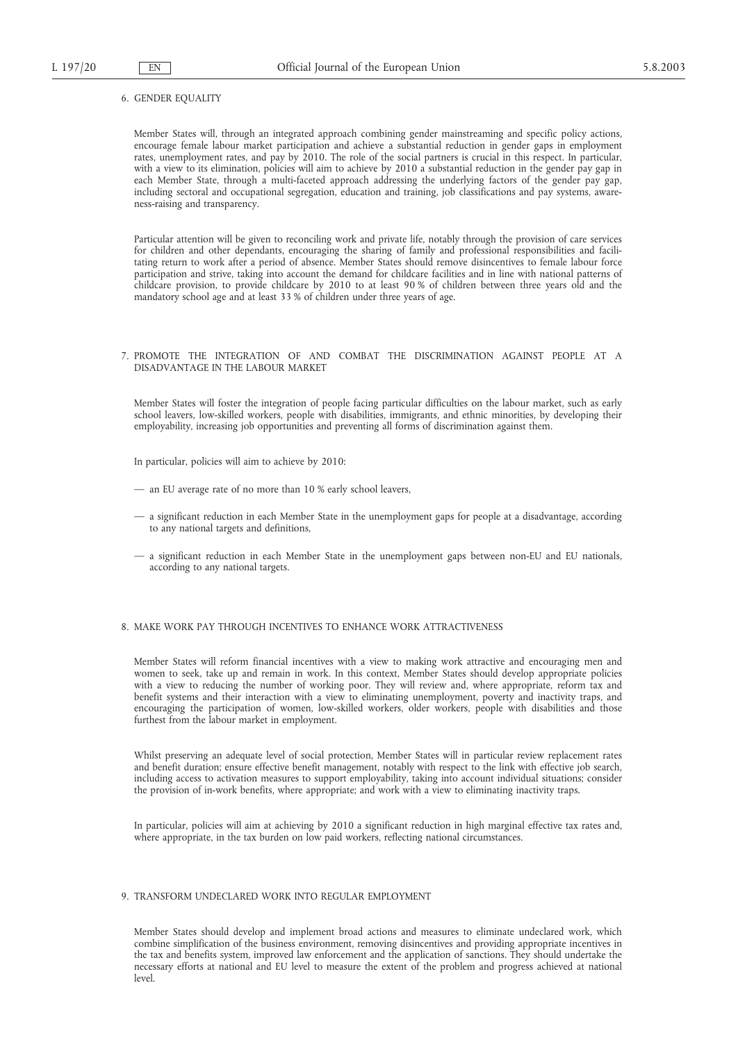## 6. GENDER EQUALITY

Member States will, through an integrated approach combining gender mainstreaming and specific policy actions, encourage female labour market participation and achieve a substantial reduction in gender gaps in employment rates, unemployment rates, and pay by 2010. The role of the social partners is crucial in this respect. In particular, with a view to its elimination, policies will aim to achieve by 2010 a substantial reduction in the gender pay gap in each Member State, through a multi-faceted approach addressing the underlying factors of the gender pay gap, including sectoral and occupational segregation, education and training, job classifications and pay systems, awareness-raising and transparency.

Particular attention will be given to reconciling work and private life, notably through the provision of care services for children and other dependants, encouraging the sharing of family and professional responsibilities and facilitating return to work after a period of absence. Member States should remove disincentives to female labour force participation and strive, taking into account the demand for childcare facilities and in line with national patterns of childcare provision, to provide childcare by 2010 to at least 90 % of children between three years old and the mandatory school age and at least 33 % of children under three years of age.

## 7. PROMOTE THE INTEGRATION OF AND COMBAT THE DISCRIMINATION AGAINST PEOPLE AT A DISADVANTAGE IN THE LABOUR MARKET

Member States will foster the integration of people facing particular difficulties on the labour market, such as early school leavers, low-skilled workers, people with disabilities, immigrants, and ethnic minorities, by developing their employability, increasing job opportunities and preventing all forms of discrimination against them.

In particular, policies will aim to achieve by 2010:

— an EU average rate of no more than 10 % early school leavers,

— a significant reduction in each Member State in the unemployment gaps for people at a disadvantage, according to any national targets and definitions,

— a significant reduction in each Member State in the unemployment gaps between non-EU and EU nationals, according to any national targets.

## 8. MAKE WORK PAY THROUGH INCENTIVES TO ENHANCE WORK ATTRACTIVENESS

Member States will reform financial incentives with a view to making work attractive and encouraging men and women to seek, take up and remain in work. In this context, Member States should develop appropriate policies with a view to reducing the number of working poor. They will review and, where appropriate, reform tax and benefit systems and their interaction with a view to eliminating unemployment, poverty and inactivity traps, and encouraging the participation of women, low-skilled workers, older workers, people with disabilities and those furthest from the labour market in employment.

Whilst preserving an adequate level of social protection, Member States will in particular review replacement rates and benefit duration; ensure effective benefit management, notably with respect to the link with effective job search, including access to activation measures to support employability, taking into account individual situations; consider the provision of in-work benefits, where appropriate; and work with a view to eliminating inactivity traps.

In particular, policies will aim at achieving by 2010 a significant reduction in high marginal effective tax rates and, where appropriate, in the tax burden on low paid workers, reflecting national circumstances.

## 9. TRANSFORM UNDECLARED WORK INTO REGULAR EMPLOYMENT

Member States should develop and implement broad actions and measures to eliminate undeclared work, which combine simplification of the business environment, removing disincentives and providing appropriate incentives in the tax and benefits system, improved law enforcement and the application of sanctions. They should undertake the necessary efforts at national and EU level to measure the extent of the problem and progress achieved at national level.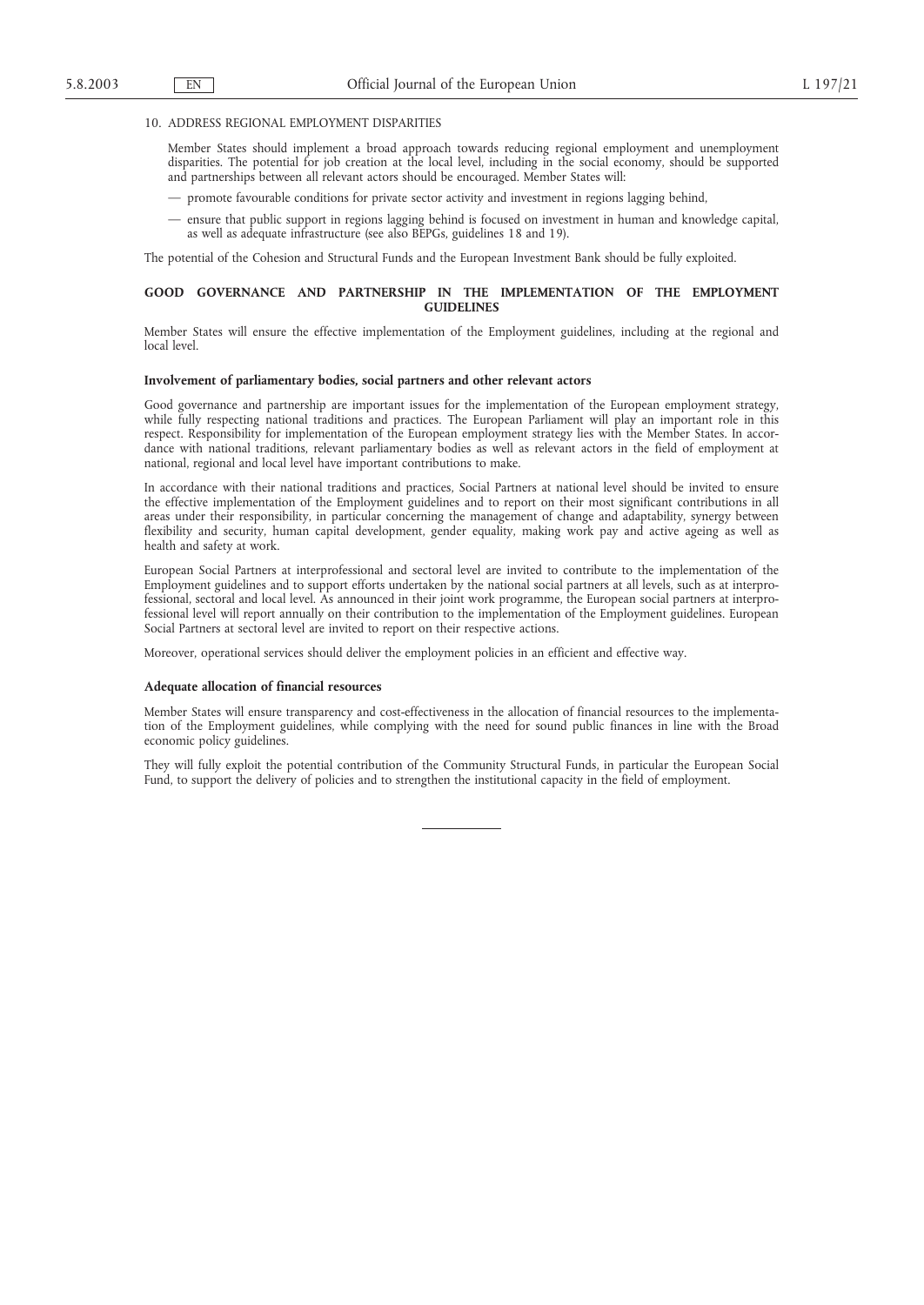10. ADDRESS REGIONAL EMPLOYMENT DISPARITIES

Member States should implement a broad approach towards reducing regional employment and unemployment disparities. The potential for job creation at the local level, including in the social economy, should be supported and partnerships between all relevant actors should be encouraged. Member States will:

- promote favourable conditions for private sector activity and investment in regions lagging behind,
- ensure that public support in regions lagging behind is focused on investment in human and knowledge capital, as well as adequate infrastructure (see also BEPGs, guidelines 18 and 19).

The potential of the Cohesion and Structural Funds and the European Investment Bank should be fully exploited.

## GOOD GOVERNANCE AND PARTNERSHIP IN THE IMPLEMENTATION OF THE EMPLOYMENT GUIDELINES

Member States will ensure the effective implementation of the Employment guidelines, including at the regional and local level.

### Involvement of parliamentary bodies, social partners and other relevant actors

Good governance and partnership are important issues for the implementation of the European employment strategy, while fully respecting national traditions and practices. The European Parliament will play an important role in this respect. Responsibility for implementation of the European employment strategy lies with the Member States. In accordance with national traditions, relevant parliamentary bodies as well as relevant actors in the field of employment at national, regional and local level have important contributions to make.

In accordance with their national traditions and practices, Social Partners at national level should be invited to ensure the effective implementation of the Employment guidelines and to report on their most significant contributions in all areas under their responsibility, in particular concerning the management of change and adaptability, synergy between flexibility and security, human capital development, gender equality, making work pay and active ageing as well as health and safety at work.

European Social Partners at interprofessional and sectoral level are invited to contribute to the implementation of the Employment guidelines and to support efforts undertaken by the national social partners at all levels, such as at interprofessional, sectoral and local level. As announced in their joint work programme, the European social partners at interprofessional level will report annually on their contribution to the implementation of the Employment guidelines. European Social Partners at sectoral level are invited to report on their respective actions.

Moreover, operational services should deliver the employment policies in an efficient and effective way.

### Adequate allocation of financial resources

Member States will ensure transparency and cost-effectiveness in the allocation of financial resources to the implementation of the Employment guidelines, while complying with the need for sound public finances in line with the Broad economic policy guidelines.

They will fully exploit the potential contribution of the Community Structural Funds, in particular the European Social Fund, to support the delivery of policies and to strengthen the institutional capacity in the field of employment.